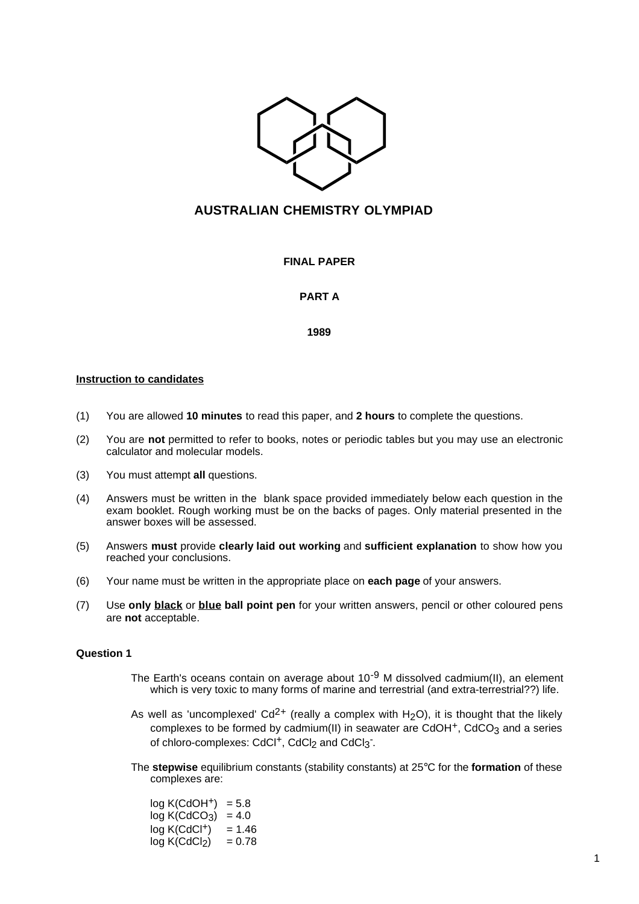# AUSTRALIAN CHEMISTRY OLYMPIAD

**FINAL PAPER**

**PART A**

**1989**

**Instruction to candidates**

(1) You are allowed **10 minutes** to read this paper, and **2 hours** to complete the questions.

(2) You are **not** permitted to refer to books, notes or periodic tables but you may use an electronic calculator and molecular models.

(3) You must attempt **all** questions.

(4) Answers must be written in the blank space provided immediately below each question in the exam booklet. Rough working must be on the backs of pages. Only material presented in the answer boxes will be assessed.

(5) Answers **must** provide **clearly laid out working** and **sufficient explanation** to show how you reached your conclusions.

(6) Your name must be written in the appropriate place on **each page** of your answers.

(7) Use **only black** or **blue ball point pen** for your written answers, pencil or other coloured pens are **not** acceptable.

**Question 1**

The Earth's oceans contain on average about $10^{-9}$ M dissolved cadmium(II), an element which is very toxic to many forms of marine and terrestrial (and extra-terrestrial??) life.

As well as 'uncomplexed' $Cd^{2+}$ (really a complex with $H_2O$), it is thought that the likely complexes to be formed by cadmium(II) in seawater are $CdOH^+$, $CdCO_3$ and a series of chloro-complexes: $CdCl^+$, $CdCl_2$ and $CdCl_3^-$.

The **stepwise** equilibrium constants (stability constants) at 25°C for the **formation** of these complexes are:

$\log K(CdOH^+) = 5.8$
$\log K(CdCO_3) = 4.0$
$\log K(CdCl^+) = 1.46$
$\log K(CdCl_2) = 0.78$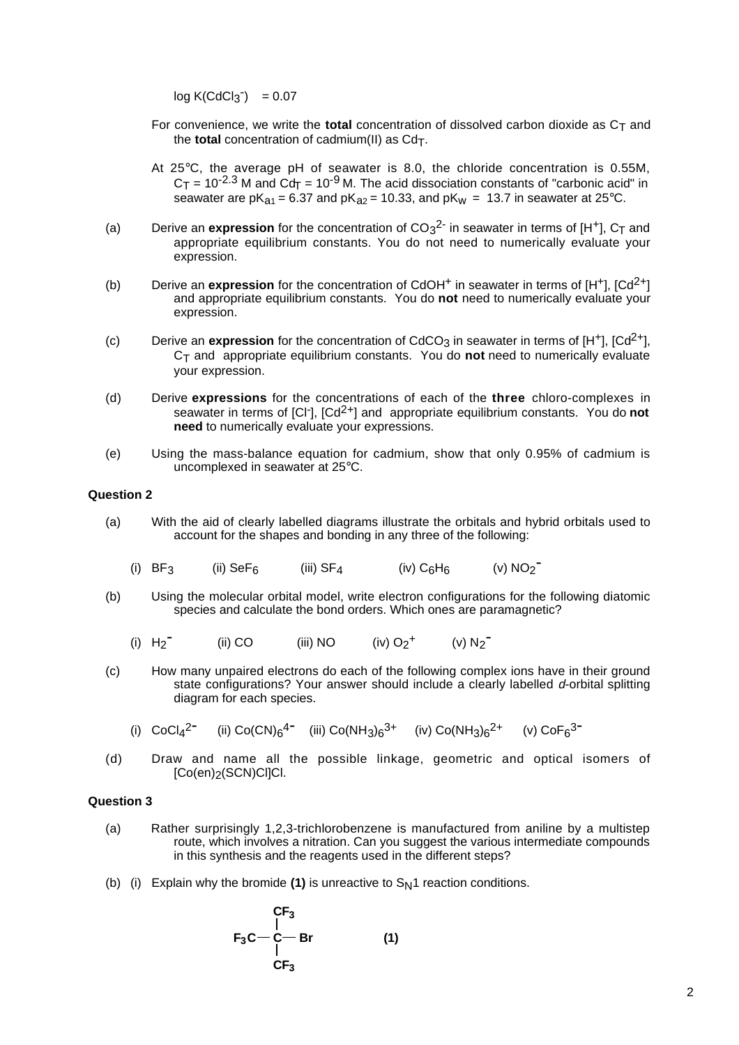$\log K(CdCl_3^-) = 0.07$

For convenience, we write the **total** concentration of dissolved carbon dioxide as $C_T$ and the **total** concentration of cadmium(II) as $Cd_T$.

At 25°C, the average pH of seawater is 8.0, the chloride concentration is 0.55M, $C_T = 10^{-2.3}$ M and $Cd_T = 10^{-9}$ M. The acid dissociation constants of "carbonic acid" in seawater are $pK_{a1} = 6.37$ and $pK_{a2} = 10.33$, and $pK_W = 13.7$ in seawater at 25°C.

(a) Derive an **expression** for the concentration of $CO_3^{2-}$ in seawater in terms of $[H^+]$, $C_T$ and appropriate equilibrium constants. You do not need to numerically evaluate your expression.

(b) Derive an **expression** for the concentration of $CdOH^+$ in seawater in terms of $[H^+]$, $[Cd^{2+}]$ and appropriate equilibrium constants. You do **not** need to numerically evaluate your expression.

(c) Derive an **expression** for the concentration of $CdCO_3$ in seawater in terms of $[H^+]$, $[Cd^{2+}]$, $C_T$ and appropriate equilibrium constants. You do **not** need to numerically evaluate your expression.

(d) Derive **expressions** for the concentrations of each of the **three** chloro-complexes in seawater in terms of $[Cl^-]$, $[Cd^{2+}]$ and appropriate equilibrium constants. You do **not need** to numerically evaluate your expressions.

(e) Using the mass-balance equation for cadmium, show that only 0.95% of cadmium is uncomplexed in seawater at 25°C.

**Question 2**

(a) With the aid of clearly labelled diagrams illustrate the orbitals and hybrid orbitals used to account for the shapes and bonding in any three of the following:

(i) $BF_3$ (ii) $SeF_6$ (iii) $SF_4$ (iv) $C_6H_6$ (v) $NO_2^-$

(b) Using the molecular orbital model, write electron configurations for the following diatomic species and calculate the bond orders. Which ones are paramagnetic?

(i) $H_2^-$ (ii) CO (iii) NO (iv) $O_2^+$ (v) $N_2^-$

(c) How many unpaired electrons do each of the following complex ions have in their ground state configurations? Your answer should include a clearly labelled *d*-orbital splitting diagram for each species.

(i) $CoCl_4^{2-}$ (ii) $Co(CN)_6^{4-}$ (iii) $Co(NH_3)_6^{3+}$ (iv) $Co(NH_3)_6^{2+}$ (v) $CoF_6^{3-}$

(d) Draw and name all the possible linkage, geometric and optical isomers of $[Co(en)_2(SCN)Cl]Cl$.

**Question 3**

(a) Rather surprisingly 1,2,3-trichlorobenzene is manufactured from aniline by a multistep route, which involves a nitration. Can you suggest the various intermediate compounds in this synthesis and the reagents used in the different steps?

(b) (i) Explain why the bromide **(1)** is unreactive to $S_N1$ reaction conditions.

$$(CF_3)_3C{-}Br \qquad \textbf{(1)}$$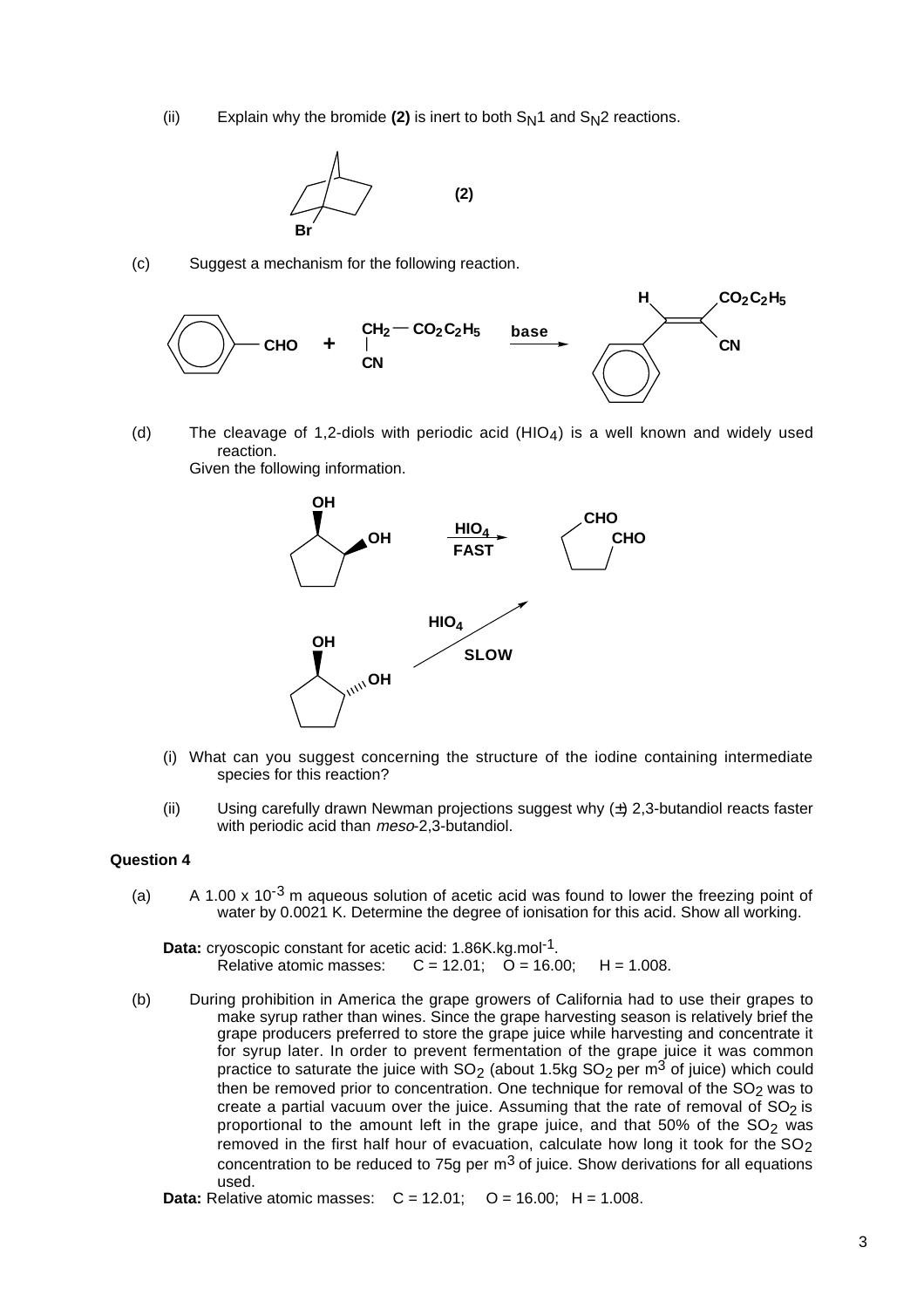(ii) Explain why the bromide **(2)** is inert to both $S_N1$ and $S_N2$ reactions.

**(2)**

Br

(c) Suggest a mechanism for the following reaction.

CHO + $CH_2$ — $CO_2C_2H_5$ / CN —base→ H, $CO_2C_2H_5$, CN

(d) The cleavage of 1,2-diols with periodic acid ($HIO_4$) is a well known and widely used reaction.
Given the following information.

OH, OH —$HIO_4$ FAST→ CHO, CHO

OH, OH —$HIO_4$ SLOW→

(i) What can you suggest concerning the structure of the iodine containing intermediate species for this reaction?

(ii) Using carefully drawn Newman projections suggest why (±) 2,3-butandiol reacts faster with periodic acid than *meso*-2,3-butandiol.

**Question 4**

(a) A 1.00 x $10^{-3}$ m aqueous solution of acetic acid was found to lower the freezing point of water by 0.0021 K. Determine the degree of ionisation for this acid. Show all working.

**Data:** cryoscopic constant for acetic acid: 1.86K.kg.mol$^{-1}$.
Relative atomic masses: C = 12.01; O = 16.00; H = 1.008.

(b) During prohibition in America the grape growers of California had to use their grapes to make syrup rather than wines. Since the grape harvesting season is relatively brief the grape producers preferred to store the grape juice while harvesting and concentrate it for syrup later. In order to prevent fermentation of the grape juice it was common practice to saturate the juice with $SO_2$ (about 1.5kg $SO_2$ per $m^3$ of juice) which could then be removed prior to concentration. One technique for removal of the $SO_2$ was to create a partial vacuum over the juice. Assuming that the rate of removal of $SO_2$ is proportional to the amount left in the grape juice, and that 50% of the $SO_2$ was removed in the first half hour of evacuation, calculate how long it took for the $SO_2$ concentration to be reduced to 75g per $m^3$ of juice. Show derivations for all equations used.

**Data:** Relative atomic masses: C = 12.01; O = 16.00; H = 1.008.